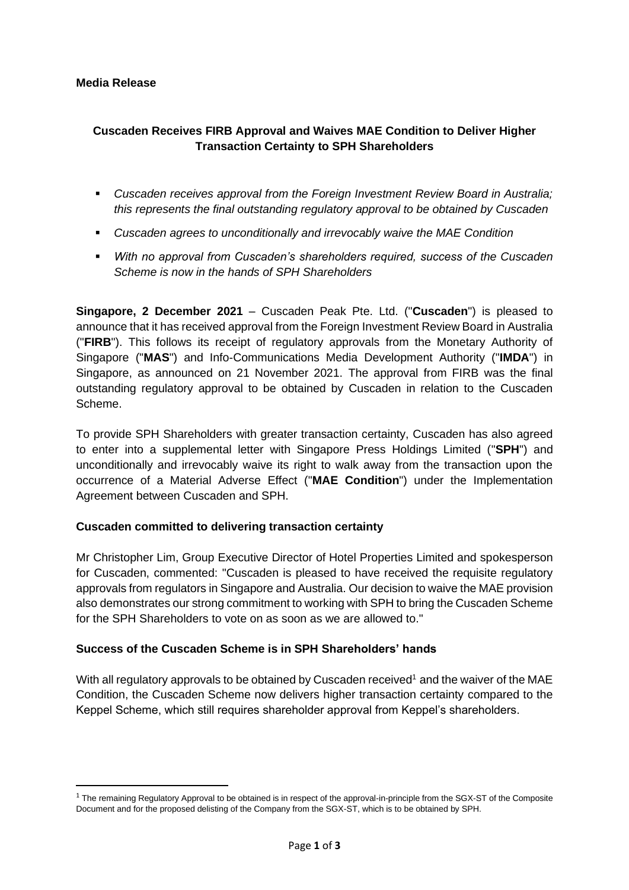**Media Release**

## Cuscaden Receives FIRB Approval and Waives MAE Condition to Deliver Higher Transaction Certainty to SPH Shareholders

- *Cuscaden receives approval from the Foreign Investment Review Board in Australia; this represents the final outstanding regulatory approval to be obtained by Cuscaden*
- *Cuscaden agrees to unconditionally and irrevocably waive the MAE Condition*
- *With no approval from Cuscaden's shareholders required, success of the Cuscaden Scheme is now in the hands of SPH Shareholders*

**Singapore, 2 December 2021** – Cuscaden Peak Pte. Ltd. ("**Cuscaden**") is pleased to announce that it has received approval from the Foreign Investment Review Board in Australia ("**FIRB**"). This follows its receipt of regulatory approvals from the Monetary Authority of Singapore ("**MAS**") and Info-Communications Media Development Authority ("**IMDA**") in Singapore, as announced on 21 November 2021. The approval from FIRB was the final outstanding regulatory approval to be obtained by Cuscaden in relation to the Cuscaden Scheme.

To provide SPH Shareholders with greater transaction certainty, Cuscaden has also agreed to enter into a supplemental letter with Singapore Press Holdings Limited ("**SPH**") and unconditionally and irrevocably waive its right to walk away from the transaction upon the occurrence of a Material Adverse Effect ("**MAE Condition**") under the Implementation Agreement between Cuscaden and SPH.

### Cuscaden committed to delivering transaction certainty

Mr Christopher Lim, Group Executive Director of Hotel Properties Limited and spokesperson for Cuscaden, commented: "Cuscaden is pleased to have received the requisite regulatory approvals from regulators in Singapore and Australia. Our decision to waive the MAE provision also demonstrates our strong commitment to working with SPH to bring the Cuscaden Scheme for the SPH Shareholders to vote on as soon as we are allowed to."

### Success of the Cuscaden Scheme is in SPH Shareholders' hands

With all regulatory approvals to be obtained by Cuscaden received[1] and the waiver of the MAE Condition, the Cuscaden Scheme now delivers higher transaction certainty compared to the Keppel Scheme, which still requires shareholder approval from Keppel's shareholders.

[1] The remaining Regulatory Approval to be obtained is in respect of the approval-in-principle from the SGX-ST of the Composite Document and for the proposed delisting of the Company from the SGX-ST, which is to be obtained by SPH.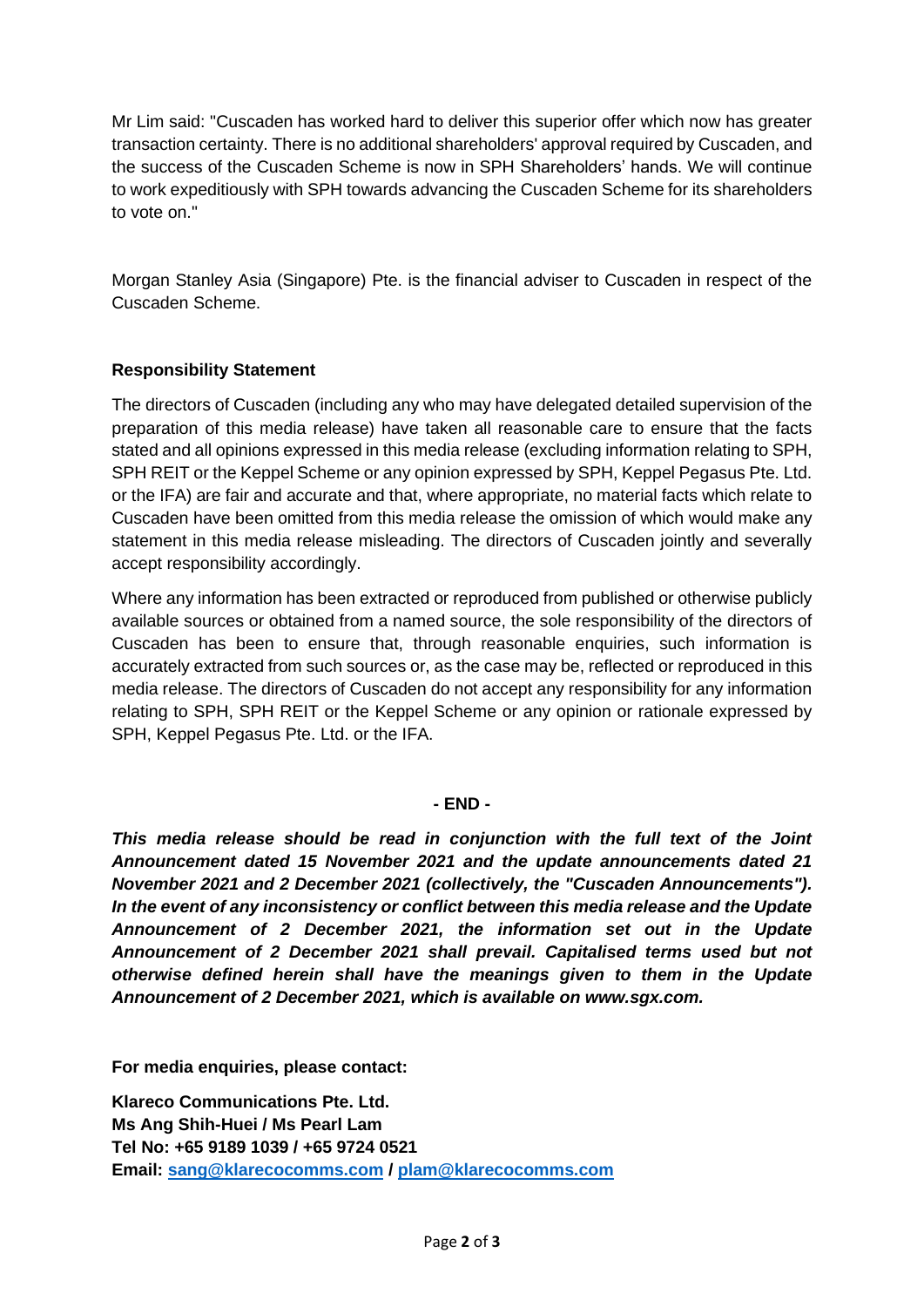Mr Lim said: "Cuscaden has worked hard to deliver this superior offer which now has greater transaction certainty. There is no additional shareholders' approval required by Cuscaden, and the success of the Cuscaden Scheme is now in SPH Shareholders' hands. We will continue to work expeditiously with SPH towards advancing the Cuscaden Scheme for its shareholders to vote on."

Morgan Stanley Asia (Singapore) Pte. is the financial adviser to Cuscaden in respect of the Cuscaden Scheme.

**Responsibility Statement**

The directors of Cuscaden (including any who may have delegated detailed supervision of the preparation of this media release) have taken all reasonable care to ensure that the facts stated and all opinions expressed in this media release (excluding information relating to SPH, SPH REIT or the Keppel Scheme or any opinion expressed by SPH, Keppel Pegasus Pte. Ltd. or the IFA) are fair and accurate and that, where appropriate, no material facts which relate to Cuscaden have been omitted from this media release the omission of which would make any statement in this media release misleading. The directors of Cuscaden jointly and severally accept responsibility accordingly.

Where any information has been extracted or reproduced from published or otherwise publicly available sources or obtained from a named source, the sole responsibility of the directors of Cuscaden has been to ensure that, through reasonable enquiries, such information is accurately extracted from such sources or, as the case may be, reflected or reproduced in this media release. The directors of Cuscaden do not accept any responsibility for any information relating to SPH, SPH REIT or the Keppel Scheme or any opinion or rationale expressed by SPH, Keppel Pegasus Pte. Ltd. or the IFA.

**- END -**

***This media release should be read in conjunction with the full text of the Joint Announcement dated 15 November 2021 and the update announcements dated 21 November 2021 and 2 December 2021 (collectively, the "Cuscaden Announcements"). In the event of any inconsistency or conflict between this media release and the Update Announcement of 2 December 2021, the information set out in the Update Announcement of 2 December 2021 shall prevail. Capitalised terms used but not otherwise defined herein shall have the meanings given to them in the Update Announcement of 2 December 2021, which is available on www.sgx.com.***

**For media enquiries, please contact:**

**Klareco Communications Pte. Ltd.**
**Ms Ang Shih-Huei / Ms Pearl Lam**
**Tel No: +65 9189 1039 / +65 9724 0521**
**Email: sang@klarecocomms.com / plam@klarecocomms.com**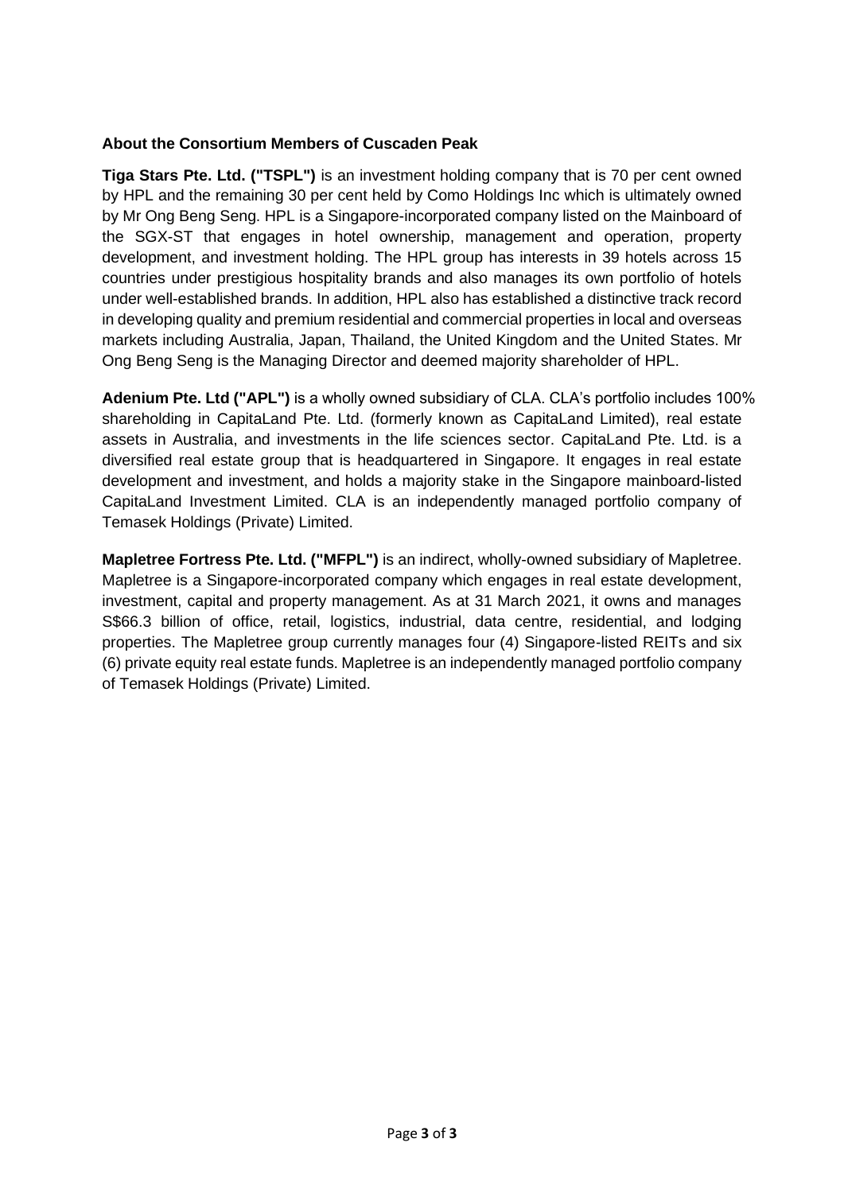**About the Consortium Members of Cuscaden Peak**

**Tiga Stars Pte. Ltd. ("TSPL")** is an investment holding company that is 70 per cent owned by HPL and the remaining 30 per cent held by Como Holdings Inc which is ultimately owned by Mr Ong Beng Seng. HPL is a Singapore-incorporated company listed on the Mainboard of the SGX-ST that engages in hotel ownership, management and operation, property development, and investment holding. The HPL group has interests in 39 hotels across 15 countries under prestigious hospitality brands and also manages its own portfolio of hotels under well-established brands. In addition, HPL also has established a distinctive track record in developing quality and premium residential and commercial properties in local and overseas markets including Australia, Japan, Thailand, the United Kingdom and the United States. Mr Ong Beng Seng is the Managing Director and deemed majority shareholder of HPL.

**Adenium Pte. Ltd ("APL")** is a wholly owned subsidiary of CLA. CLA's portfolio includes 100% shareholding in CapitaLand Pte. Ltd. (formerly known as CapitaLand Limited), real estate assets in Australia, and investments in the life sciences sector. CapitaLand Pte. Ltd. is a diversified real estate group that is headquartered in Singapore. It engages in real estate development and investment, and holds a majority stake in the Singapore mainboard-listed CapitaLand Investment Limited. CLA is an independently managed portfolio company of Temasek Holdings (Private) Limited.

**Mapletree Fortress Pte. Ltd. ("MFPL")** is an indirect, wholly-owned subsidiary of Mapletree. Mapletree is a Singapore-incorporated company which engages in real estate development, investment, capital and property management. As at 31 March 2021, it owns and manages S$66.3 billion of office, retail, logistics, industrial, data centre, residential, and lodging properties. The Mapletree group currently manages four (4) Singapore-listed REITs and six (6) private equity real estate funds. Mapletree is an independently managed portfolio company of Temasek Holdings (Private) Limited.